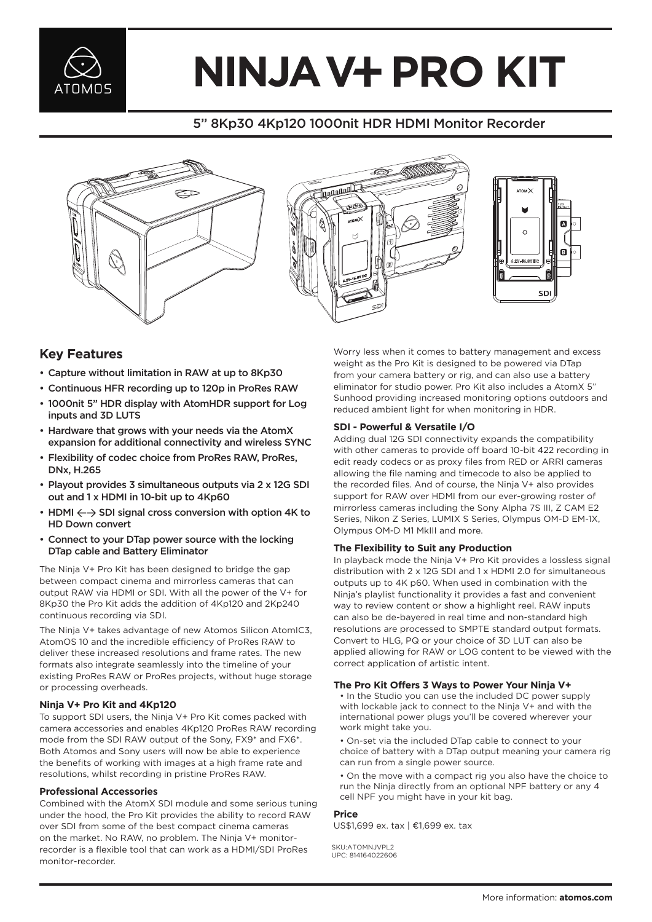# NINJA V+ PRO KIT

5" 8Kp30 4Kp120 1000nit HDR HDMI Monitor Recorder

## Key Features

- Capture without limitation in RAW at up to 8Kp30
- Continuous HFR recording up to 120p in ProRes RAW
- 1000nit 5" HDR display with AtomHDR support for Log inputs and 3D LUTS
- Hardware that grows with your needs via the AtomX expansion for additional connectivity and wireless SYNC
- Flexibility of codec choice from ProRes RAW, ProRes, DNx, H.265
- Playout provides 3 simultaneous outputs via 2 x 12G SDI out and 1 x HDMI in 10-bit up to 4Kp60
- HDMI ⟷ SDI signal cross conversion with option 4K to HD Down convert
- Connect to your DTap power source with the locking DTap cable and Battery Eliminator

The Ninja V+ Pro Kit has been designed to bridge the gap between compact cinema and mirrorless cameras that can output RAW via HDMI or SDI. With all the power of the V+ for 8Kp30 the Pro Kit adds the addition of 4Kp120 and 2Kp240 continuous recording via SDI.

The Ninja V+ takes advantage of new Atomos Silicon AtomIC3, AtomOS 10 and the incredible efficiency of ProRes RAW to deliver these increased resolutions and frame rates. The new formats also integrate seamlessly into the timeline of your existing ProRes RAW or ProRes projects, without huge storage or processing overheads.

### Ninja V+ Pro Kit and 4Kp120

To support SDI users, the Ninja V+ Pro Kit comes packed with camera accessories and enables 4Kp120 ProRes RAW recording mode from the SDI RAW output of the Sony, FX9* and FX6*. Both Atomos and Sony users will now be able to experience the benefits of working with images at a high frame rate and resolutions, whilst recording in pristine ProRes RAW.

### Professional Accessories

Combined with the AtomX SDI module and some serious tuning under the hood, the Pro Kit provides the ability to record RAW over SDI from some of the best compact cinema cameras on the market. No RAW, no problem. The Ninja V+ monitor-recorder is a flexible tool that can work as a HDMI/SDI ProRes monitor-recorder.

Worry less when it comes to battery management and excess weight as the Pro Kit is designed to be powered via DTap from your camera battery or rig, and can also use a battery eliminator for studio power. Pro Kit also includes a AtomX 5" Sunhood providing increased monitoring options outdoors and reduced ambient light for when monitoring in HDR.

### SDI - Powerful & Versatile I/O

Adding dual 12G SDI connectivity expands the compatibility with other cameras to provide off board 10-bit 422 recording in edit ready codecs or as proxy files from RED or ARRI cameras allowing the file naming and timecode to also be applied to the recorded files. And of course, the Ninja V+ also provides support for RAW over HDMI from our ever-growing roster of mirrorless cameras including the Sony Alpha 7S III, Z CAM E2 Series, Nikon Z Series, LUMIX S Series, Olympus OM-D EM-1X, Olympus OM-D M1 MkIII and more.

### The Flexibility to Suit any Production

In playback mode the Ninja V+ Pro Kit provides a lossless signal distribution with 2 x 12G SDI and 1 x HDMI 2.0 for simultaneous outputs up to 4K p60. When used in combination with the Ninja's playlist functionality it provides a fast and convenient way to review content or show a highlight reel. RAW inputs can also be de-bayered in real time and non-standard high resolutions are processed to SMPTE standard output formats. Convert to HLG, PQ or your choice of 3D LUT can also be applied allowing for RAW or LOG content to be viewed with the correct application of artistic intent.

### The Pro Kit Offers 3 Ways to Power Your Ninja V+

- In the Studio you can use the included DC power supply with lockable jack to connect to the Ninja V+ and with the international power plugs you'll be covered wherever your work might take you.
- On-set via the included DTap cable to connect to your choice of battery with a DTap output meaning your camera rig can run from a single power source.
- On the move with a compact rig you also have the choice to run the Ninja directly from an optional NPF battery or any 4 cell NPF you might have in your kit bag.

### Price

US$1,699 ex. tax | €1,699 ex. tax

SKU:ATOMNJVPL2
UPC: 814164022606

More information: **atomos.com**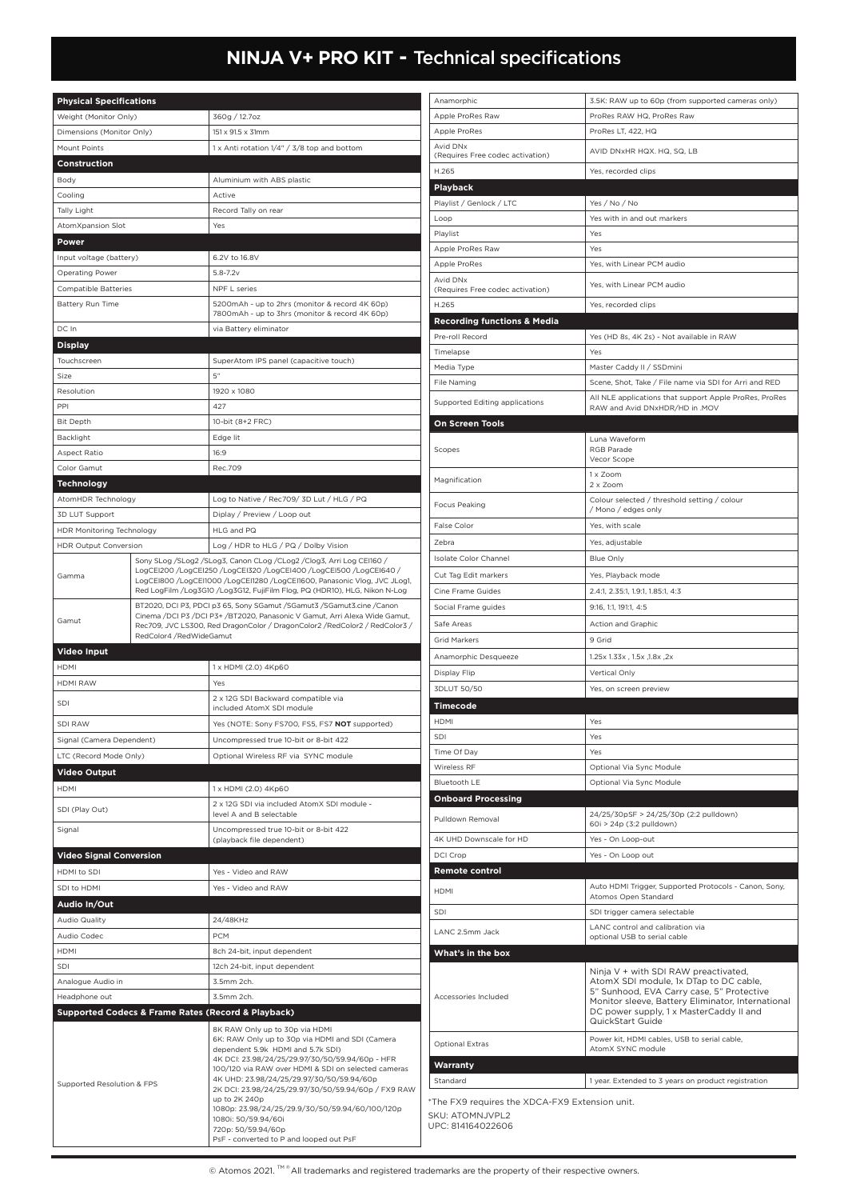# NINJA V+ PRO KIT - Technical specifications

| | |
|---|---|
| **Physical Specifications** | |
| Weight (Monitor Only) | 360g / 12.7oz |
| Dimensions (Monitor Only) | 151 x 91.5 x 31mm |
| Mount Points | 1 x Anti rotation 1/4" / 3/8 top and bottom |
| **Construction** | |
| Body | Aluminium with ABS plastic |
| Cooling | Active |
| Tally Light | Record Tally on rear |
| AtomXpansion Slot | Yes |
| **Power** | |
| Input voltage (battery) | 6.2V to 16.8V |
| Operating Power | 5.8-7.2v |
| Compatible Batteries | NPF L series |
| Battery Run Time | 5200mAh - up to 2hrs (monitor & record 4K 60p)<br>7800mAh - up to 3hrs (monitor & record 4K 60p) |
| DC In | via Battery eliminator |
| **Display** | |
| Touchscreen | SuperAtom IPS panel (capacitive touch) |
| Size | 5" |
| Resolution | 1920 x 1080 |
| PPI | 427 |
| Bit Depth | 10-bit (8+2 FRC) |
| Backlight | Edge lit |
| Aspect Ratio | 16:9 |
| Color Gamut | Rec.709 |
| **Technology** | |
| AtomHDR Technology | Log to Native / Rec709/ 3D Lut / HLG / PQ |
| 3D LUT Support | Diplay / Preview / Loop out |
| HDR Monitoring Technology | HLG and PQ |
| HDR Output Conversion | Log / HDR to HLG / PQ / Dolby Vision |
| Gamma | Sony SLog /SLog2 /SLog3, Canon CLog /CLog2 /Clog3, Arri Log CEI160 / LogCEI200 /LogCEI250 /LogCEI320 /LogCEI400 /LogCEI500 /LogCEI640 / LogCEI800 /LogCEI1000 /LogCEI1280 /LogCEI1600, Panasonic Vlog, JVC JLog1, Red LogFilm /Log3G10 /Log3G12, FujiFilm Flog, PQ (HDR10), HLG, Nikon N-Log |
| Gamut | BT2020, DCI P3, PDCI p3 65, Sony SGamut /SGamut3 /SGamut3.cine /Canon Cinema /DCI P3 /DCI P3+ /BT2020, Panasonic V Gamut, Arri Alexa Wide Gamut, Rec709, JVC LS300, Red DragonColor / DragonColor2 /RedColor2 / RedColor3 / RedColor4 /RedWideGamut |
| **Video Input** | |
| HDMI | 1 x HDMI (2.0) 4Kp60 |
| HDMI RAW | Yes |
| SDI | 2 x 12G SDI Backward compatible via included AtomX SDI module |
| SDI RAW | Yes (NOTE: Sony FS700, FS5, FS7 **NOT** supported) |
| Signal (Camera Dependent) | Uncompressed true 10-bit or 8-bit 422 |
| LTC (Record Mode Only) | Optional Wireless RF via SYNC module |
| **Video Output** | |
| HDMI | 1 x HDMI (2.0) 4Kp60 |
| SDI (Play Out) | 2 x 12G SDI via included AtomX SDI module - level A and B selectable |
| Signal | Uncompressed true 10-bit or 8-bit 422 (playback file dependent) |
| **Video Signal Conversion** | |
| HDMI to SDI | Yes - Video and RAW |
| SDI to HDMI | Yes - Video and RAW |
| **Audio In/Out** | |
| Audio Quality | 24/48KHz |
| Audio Codec | PCM |
| HDMI | 8ch 24-bit, input dependent |
| SDI | 12ch 24-bit, input dependent |
| Analogue Audio in | 3.5mm 2ch. |
| Headphone out | 3.5mm 2ch. |
| **Supported Codecs & Frame Rates (Record & Playback)** | |
| Supported Resolution & FPS | 8K RAW Only up to 30p via HDMI<br>6K: RAW Only up to 30p via HDMI and SDI (Camera dependent 5.9k HDMI and 5.7k SDI)<br>4K DCI: 23.98/24/25/29.97/30/50/59.94/60p - HFR 100/120 via RAW over HDMI & SDI on selected cameras<br>4K UHD: 23.98/24/25/29.97/30/50/59.94/60p<br>2K DCI: 23.98/24/25/29.97/30/50/59.94/60p / FX9 RAW up to 2K 240p<br>1080p: 23.98/24/25/29.9/30/50/59.94/60/100/120p<br>1080i: 50/59.94/60i<br>720p: 50/59.94/60p<br>PsF - converted to P and looped out PsF |
| Anamorphic | 3.5K: RAW up to 60p (from supported cameras only) |
| Apple ProRes Raw | ProRes RAW HQ, ProRes Raw |
| Apple ProRes | ProRes LT, 422, HQ |
| Avid DNx (Requires Free codec activation) | AVID DNxHR HQX. HQ, SQ, LB |
| H.265 | Yes, recorded clips |
| **Playback** | |
| Playlist / Genlock / LTC | Yes / No / No |
| Loop | Yes with in and out markers |
| Playlist | Yes |
| Apple ProRes Raw | Yes |
| Apple ProRes | Yes, with Linear PCM audio |
| Avid DNx (Requires Free codec activation) | Yes, with Linear PCM audio |
| H.265 | Yes, recorded clips |
| **Recording functions & Media** | |
| Pre-roll Record | Yes (HD 8s, 4K 2s) - Not available in RAW |
| Timelapse | Yes |
| Media Type | Master Caddy II / SSDmini |
| File Naming | Scene, Shot, Take / File name via SDI for Arri and RED |
| Supported Editing applications | All NLE applications that support Apple ProRes, ProRes RAW and Avid DNxHDR/HD in .MOV |
| **On Screen Tools** | |
| Scopes | Luna Waveform<br>RGB Parade<br>Vecor Scope |
| Magnification | 1 x Zoom<br>2 x Zoom |
| Focus Peaking | Colour selected / threshold setting / colour / Mono / edges only |
| False Color | Yes, with scale |
| Zebra | Yes, adjustable |
| Isolate Color Channel | Blue Only |
| Cut Tag Edit markers | Yes, Playback mode |
| Cine Frame Guides | 2.4:1, 2.35:1, 1.9:1, 1.85:1, 4:3 |
| Social Frame guides | 9:16, 1:1, 191:1, 4:5 |
| Safe Areas | Action and Graphic |
| Grid Markers | 9 Grid |
| Anamorphic Desqueeze | 1.25x 1.33x , 1.5x ,1.8x ,2x |
| Display Flip | Vertical Only |
| 3DLUT 50/50 | Yes, on screen preview |
| **Timecode** | |
| HDMI | Yes |
| SDI | Yes |
| Time Of Day | Yes |
| Wireless RF | Optional Via Sync Module |
| Bluetooth LE | Optional Via Sync Module |
| **Onboard Processing** | |
| Pulldown Removal | 24/25/30pSF > 24/25/30p (2:2 pulldown)<br>60i > 24p (3:2 pulldown) |
| 4K UHD Downscale for HD | Yes - On Loop-out |
| DCI Crop | Yes - On Loop out |
| **Remote control** | |
| HDMI | Auto HDMI Trigger, Supported Protocols - Canon, Sony, Atomos Open Standard |
| SDI | SDI trigger camera selectable |
| LANC 2.5mm Jack | LANC control and calibration via optional USB to serial cable |
| **What's in the box** | |
| Accessories Included | Ninja V + with SDI RAW preactivated, AtomX SDI module, 1x DTap to DC cable, 5" Sunhood, EVA Carry case, 5" Protective Monitor sleeve, Battery Eliminator, International DC power supply, 1 x MasterCaddy II and QuickStart Guide |
| Optional Extras | Power kit, HDMI cables, USB to serial cable, AtomX SYNC module |
| **Warranty** | |
| Standard | 1 year. Extended to 3 years on product registration |

*The FX9 requires the XDCA-FX9 Extension unit.

SKU: ATOMNJVPL2
UPC: 814164022606

© Atomos 2021. ™ ® All trademarks and registered trademarks are the property of their respective owners.